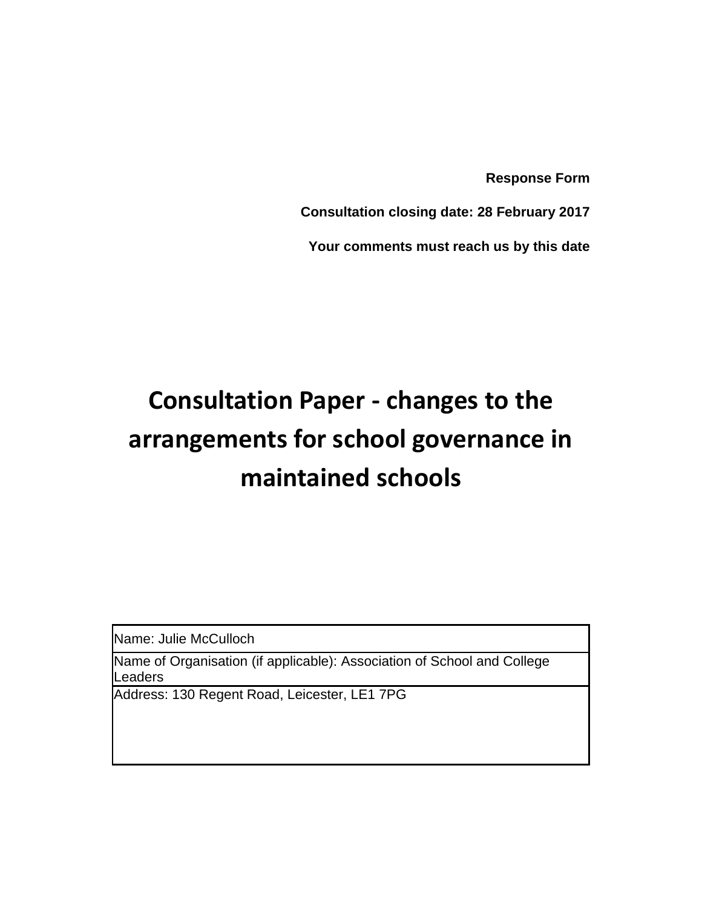**Response Form**

**Consultation closing date: 28 February 2017**

**Your comments must reach us by this date**

# Consultation Paper - changes to the arrangements for school governance in maintained schools

| Name: Julie McCulloch |
| --- |
| Name of Organisation (if applicable): Association of School and College Leaders |
| Address: 130 Regent Road, Leicester, LE1 7PG |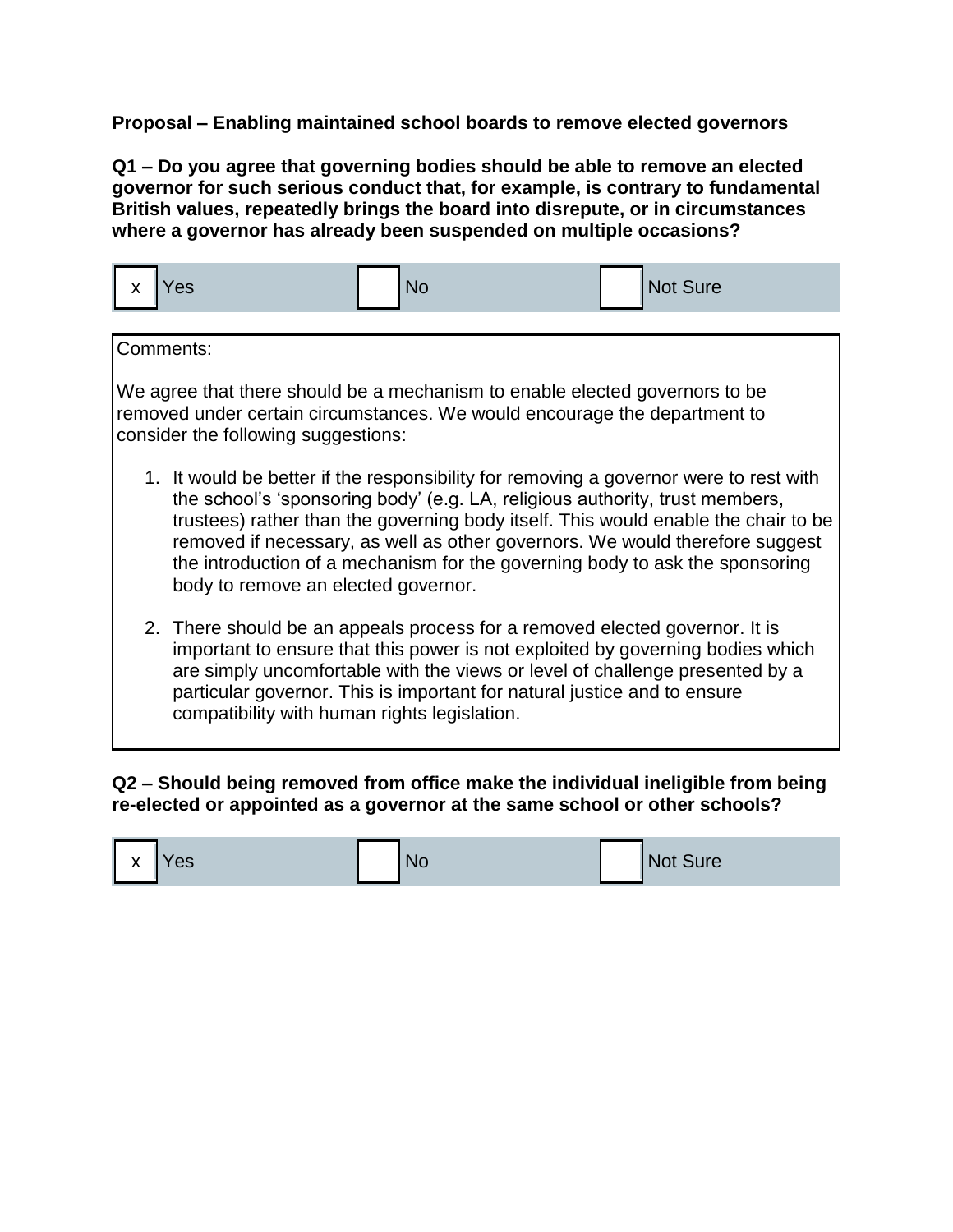**Proposal – Enabling maintained school boards to remove elected governors**

**Q1 – Do you agree that governing bodies should be able to remove an elected governor for such serious conduct that, for example, is contrary to fundamental British values, repeatedly brings the board into disrepute, or in circumstances where a governor has already been suspended on multiple occasions?**

| x Yes | No | Not Sure |
|---|---|---|

Comments:

We agree that there should be a mechanism to enable elected governors to be removed under certain circumstances. We would encourage the department to consider the following suggestions:

1. It would be better if the responsibility for removing a governor were to rest with the school's 'sponsoring body' (e.g. LA, religious authority, trust members, trustees) rather than the governing body itself. This would enable the chair to be removed if necessary, as well as other governors. We would therefore suggest the introduction of a mechanism for the governing body to ask the sponsoring body to remove an elected governor.

2. There should be an appeals process for a removed elected governor. It is important to ensure that this power is not exploited by governing bodies which are simply uncomfortable with the views or level of challenge presented by a particular governor. This is important for natural justice and to ensure compatibility with human rights legislation.

**Q2 – Should being removed from office make the individual ineligible from being re-elected or appointed as a governor at the same school or other schools?**

| x Yes | No | Not Sure |
|---|---|---|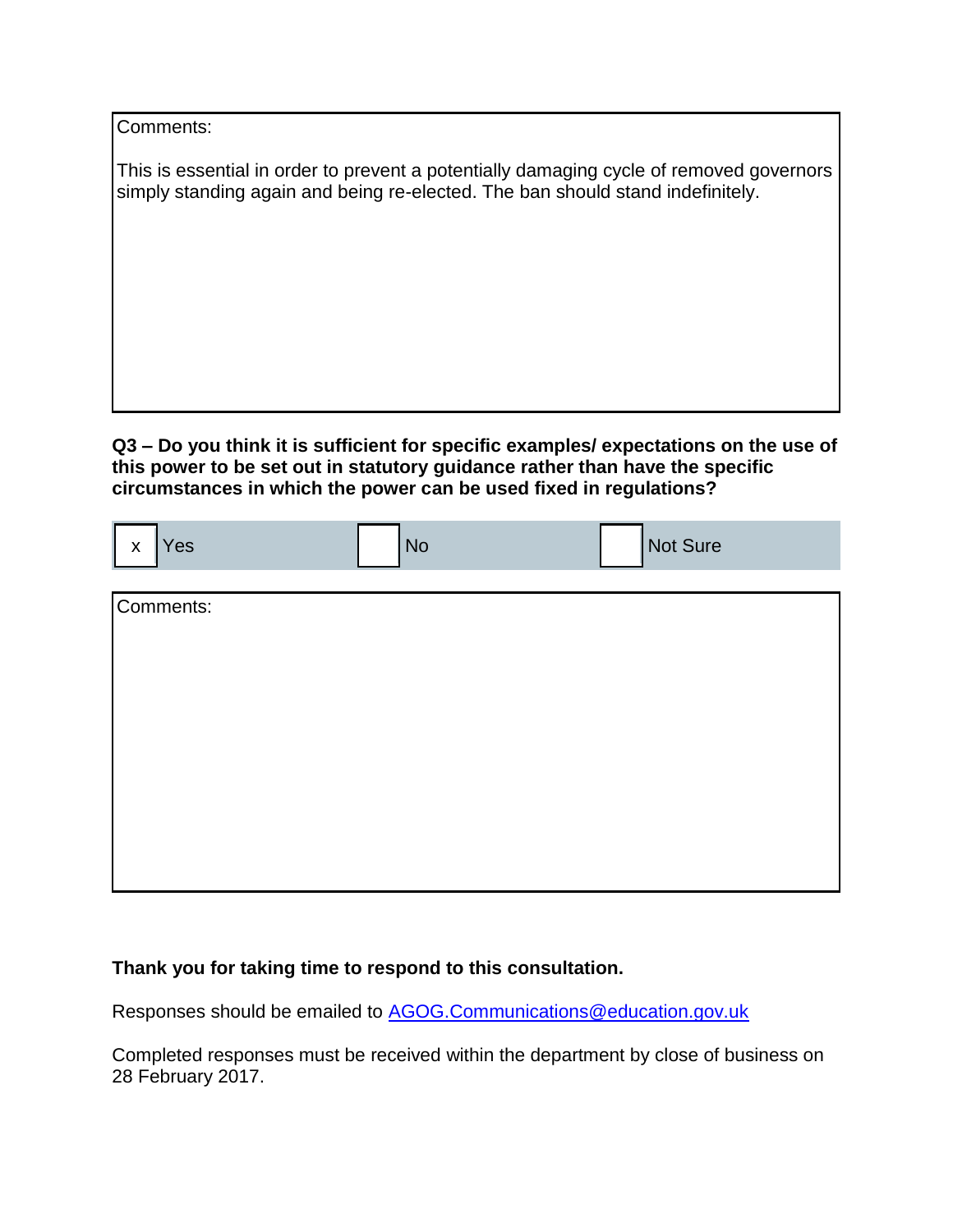Comments:

This is essential in order to prevent a potentially damaging cycle of removed governors simply standing again and being re-elected. The ban should stand indefinitely.

**Q3 – Do you think it is sufficient for specific examples/ expectations on the use of this power to be set out in statutory guidance rather than have the specific circumstances in which the power can be used fixed in regulations?**

| | | |
|---|---|---|
| x Yes | No | Not Sure |

Comments:

**Thank you for taking time to respond to this consultation.**

Responses should be emailed to [AGOG.Communications@education.gov.uk](mailto:AGOG.Communications@education.gov.uk)

Completed responses must be received within the department by close of business on 28 February 2017.